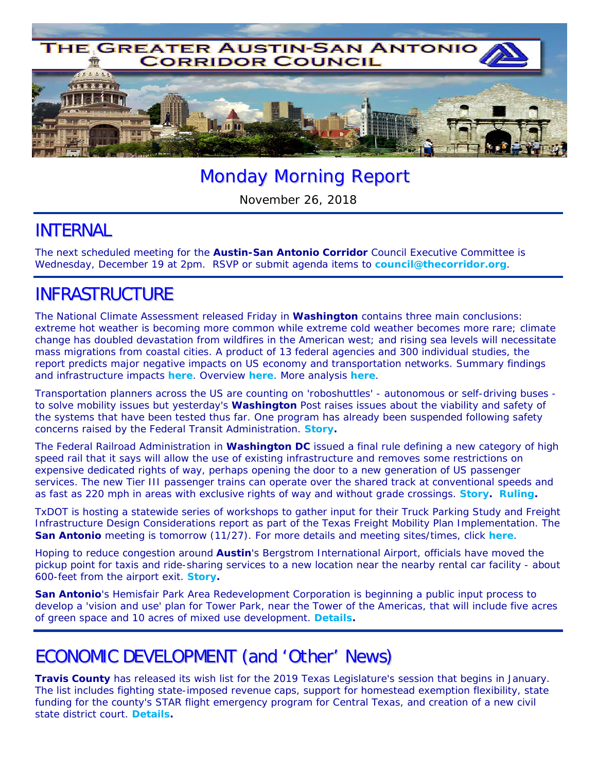# THE GREATER AUSTIN-SAN ANTONIO CORRIDOR COUNCIL

# Monday Morning Report

November 26, 2018

## INTERNAL

The next scheduled meeting for the **Austin-San Antonio Corridor** Council Executive Committee is Wednesday, December 19 at 2pm. RSVP or submit agenda items to **council@thecorridor.org**.

## INFRASTRUCTURE

The National Climate Assessment released Friday in **Washington** contains three main conclusions: extreme hot weather is becoming more common while extreme cold weather becomes more rare; climate change has doubled devastation from wildfires in the American west; and rising sea levels will necessitate mass migrations from coastal cities. A product of 13 federal agencies and 300 individual studies, the report predicts major negative impacts on US economy and transportation networks. Summary findings and infrastructure impacts **here**. Overview **here**. More analysis **here**.

Transportation planners across the US are counting on 'roboshuttles' - autonomous or self-driving buses - to solve mobility issues but yesterday's **Washington** Post raises issues about the viability and safety of the systems that have been tested thus far. One program has already been suspended following safety concerns raised by the Federal Transit Administration. **Story.**

The Federal Railroad Administration in **Washington DC** issued a final rule defining a new category of high speed rail that it says will allow the use of existing infrastructure and removes some restrictions on expensive dedicated rights of way, perhaps opening the door to a new generation of US passenger services. The new Tier III passenger trains can operate over the shared track at conventional speeds and as fast as 220 mph in areas with exclusive rights of way and without grade crossings. **Story. Ruling.**

TxDOT is hosting a statewide series of workshops to gather input for their Truck Parking Study and Freight Infrastructure Design Considerations report as part of the Texas Freight Mobility Plan Implementation. The **San Antonio** meeting is tomorrow (11/27). For more details and meeting sites/times, click **here**.

Hoping to reduce congestion around **Austin**'s Bergstrom International Airport, officials have moved the pickup point for taxis and ride-sharing services to a new location near the nearby rental car facility - about 600-feet from the airport exit. **Story.**

**San Antonio**'s Hemisfair Park Area Redevelopment Corporation is beginning a public input process to develop a 'vision and use' plan for Tower Park, near the Tower of the Americas, that will include five acres of green space and 10 acres of mixed use development. **Details.**

## ECONOMIC DEVELOPMENT (and 'Other' News)

**Travis County** has released its wish list for the 2019 Texas Legislature's session that begins in January. The list includes fighting state-imposed revenue caps, support for homestead exemption flexibility, state funding for the county's STAR flight emergency program for Central Texas, and creation of a new civil state district court. **Details.**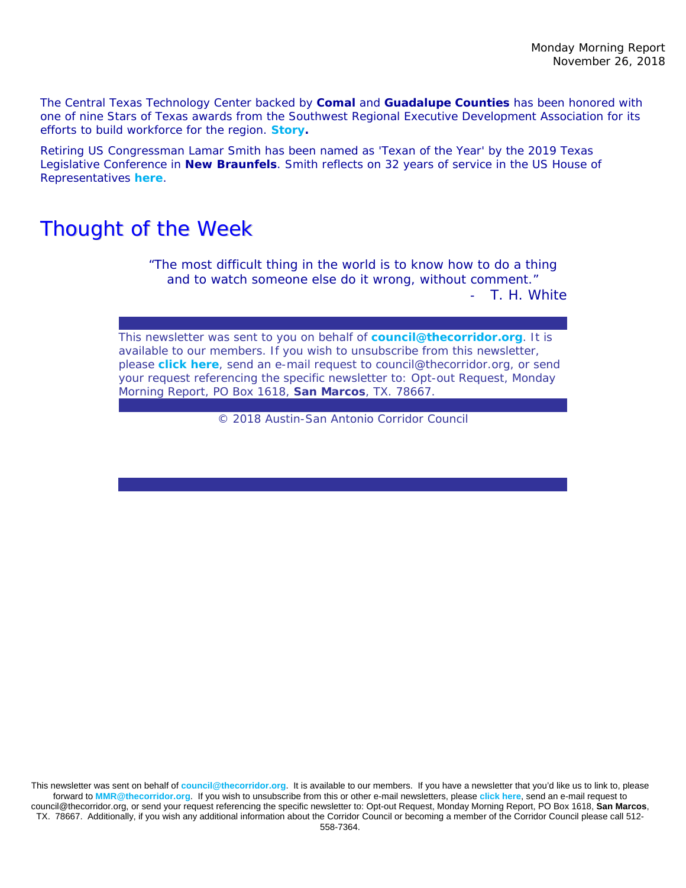The Central Texas Technology Center backed by **Comal** and **Guadalupe Counties** has been honored with one of nine Stars of Texas awards from the Southwest Regional Executive Development Association for its efforts to build workforce for the region. **Story.**

Retiring US Congressman Lamar Smith has been named as 'Texan of the Year' by the 2019 Texas Legislative Conference in **New Braunfels**. Smith reflects on 32 years of service in the US House of Representatives **here**.

# Thought of the Week

"The most difficult thing in the world is to know how to do a thing and to watch someone else do it wrong, without comment."

\- T. H. White

This newsletter was sent to you on behalf of **council@thecorridor.org**. It is available to our members. If you wish to unsubscribe from this newsletter, please **click here**, send an e-mail request to council@thecorridor.org, or send your request referencing the specific newsletter to: Opt-out Request, Monday Morning Report, PO Box 1618, **San Marcos**, TX. 78667.

© 2018 Austin-San Antonio Corridor Council

This newsletter was sent on behalf of **council@thecorridor.org**. It is available to our members. If you have a newsletter that you'd like us to link to, please forward to **MMR@thecorridor.org**. If you wish to unsubscribe from this or other e-mail newsletters, please **click here**, send an e-mail request to council@thecorridor.org, or send your request referencing the specific newsletter to: Opt-out Request, Monday Morning Report, PO Box 1618, **San Marcos**, TX. 78667. Additionally, if you wish any additional information about the Corridor Council or becoming a member of the Corridor Council please call 512-558-7364.